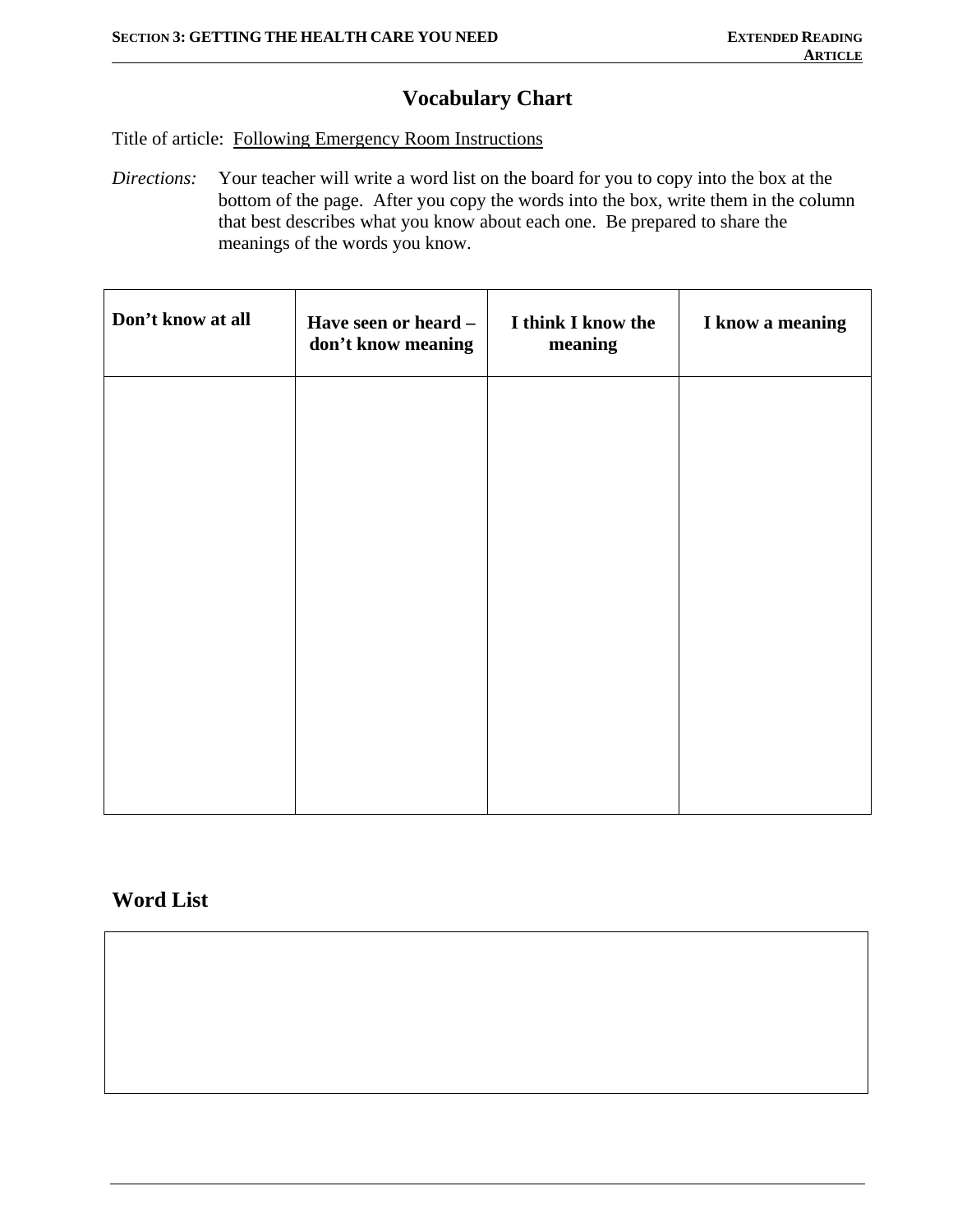# Vocabulary Chart

Title of article: Following Emergency Room Instructions

*Directions:* Your teacher will write a word list on the board for you to copy into the box at the bottom of the page. After you copy the words into the box, write them in the column that best describes what you know about each one. Be prepared to share the meanings of the words you know.

| Don't know at all | Have seen or heard – don't know meaning | I think I know the meaning | I know a meaning |
|---|---|---|---|
| | | | |

## Word List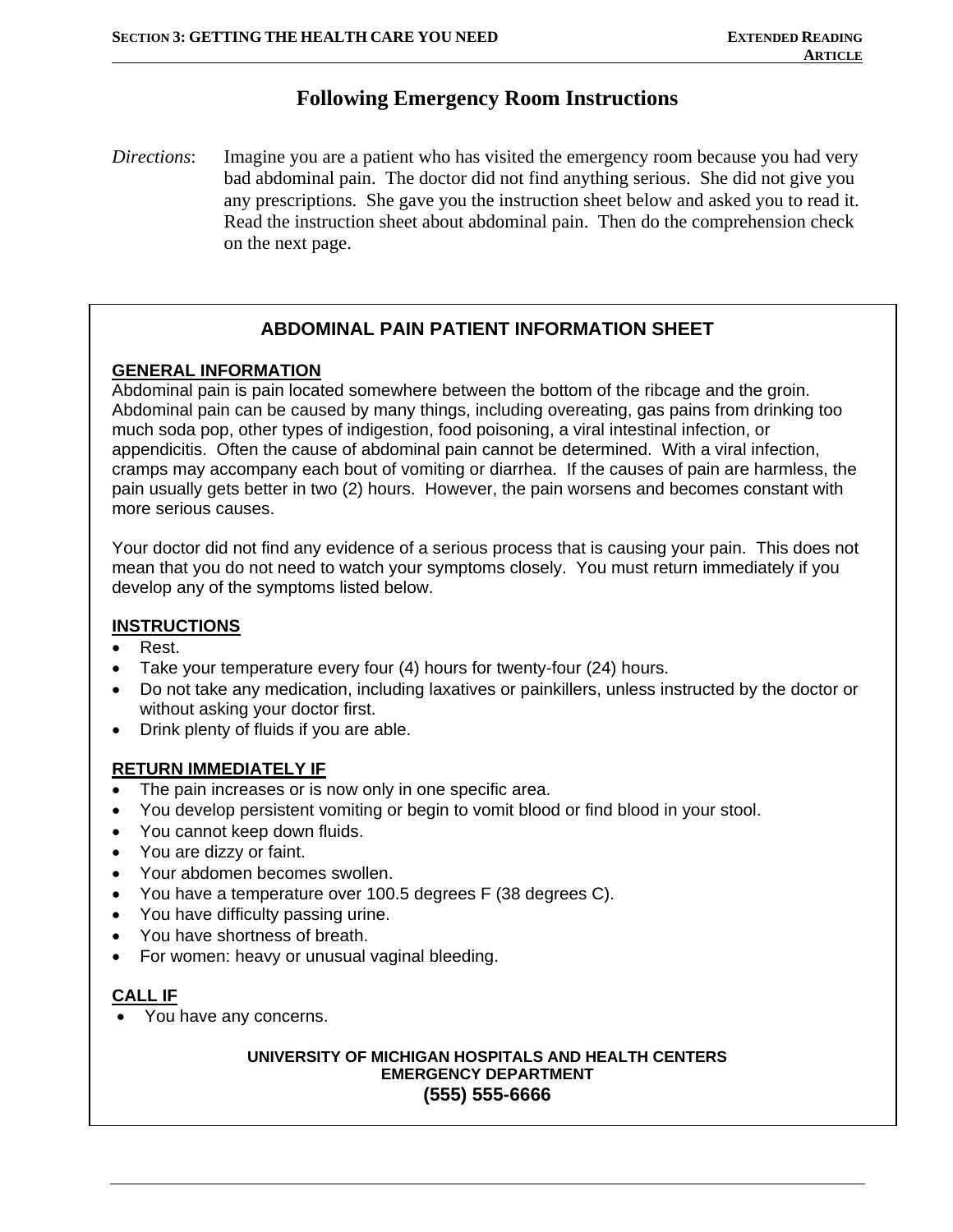# Following Emergency Room Instructions

*Directions*: Imagine you are a patient who has visited the emergency room because you had very bad abdominal pain. The doctor did not find anything serious. She did not give you any prescriptions. She gave you the instruction sheet below and asked you to read it. Read the instruction sheet about abdominal pain. Then do the comprehension check on the next page.

## ABDOMINAL PAIN PATIENT INFORMATION SHEET

### GENERAL INFORMATION

Abdominal pain is pain located somewhere between the bottom of the ribcage and the groin. Abdominal pain can be caused by many things, including overeating, gas pains from drinking too much soda pop, other types of indigestion, food poisoning, a viral intestinal infection, or appendicitis. Often the cause of abdominal pain cannot be determined. With a viral infection, cramps may accompany each bout of vomiting or diarrhea. If the causes of pain are harmless, the pain usually gets better in two (2) hours. However, the pain worsens and becomes constant with more serious causes.

Your doctor did not find any evidence of a serious process that is causing your pain. This does not mean that you do not need to watch your symptoms closely. You must return immediately if you develop any of the symptoms listed below.

### INSTRUCTIONS

- Rest.
- Take your temperature every four (4) hours for twenty-four (24) hours.
- Do not take any medication, including laxatives or painkillers, unless instructed by the doctor or without asking your doctor first.
- Drink plenty of fluids if you are able.

### RETURN IMMEDIATELY IF

- The pain increases or is now only in one specific area.
- You develop persistent vomiting or begin to vomit blood or find blood in your stool.
- You cannot keep down fluids.
- You are dizzy or faint.
- Your abdomen becomes swollen.
- You have a temperature over 100.5 degrees F (38 degrees C).
- You have difficulty passing urine.
- You have shortness of breath.
- For women: heavy or unusual vaginal bleeding.

### CALL IF

- You have any concerns.

**UNIVERSITY OF MICHIGAN HOSPITALS AND HEALTH CENTERS**
**EMERGENCY DEPARTMENT**
**(555) 555-6666**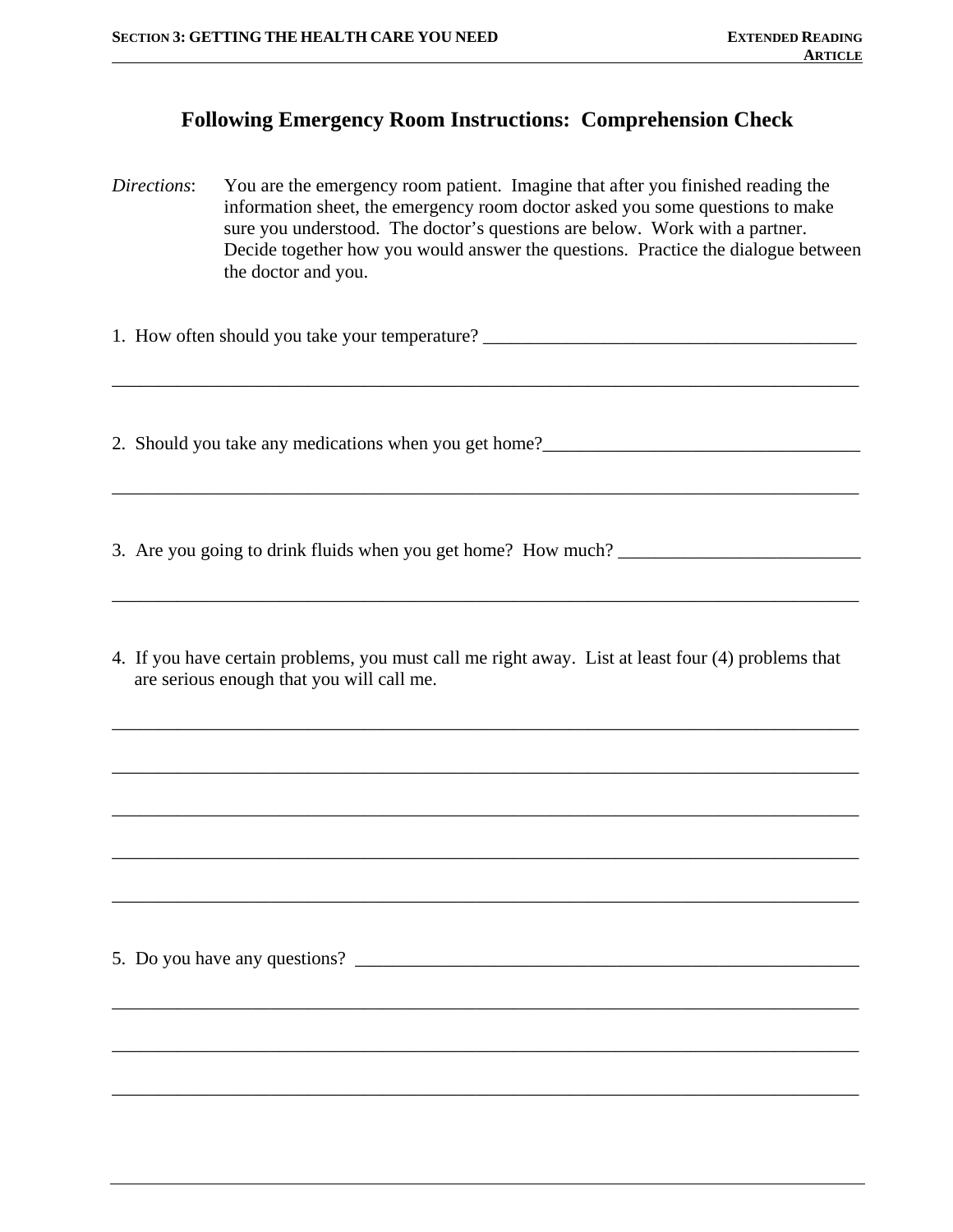# Following Emergency Room Instructions: Comprehension Check

*Directions*: You are the emergency room patient. Imagine that after you finished reading the information sheet, the emergency room doctor asked you some questions to make sure you understood. The doctor's questions are below. Work with a partner. Decide together how you would answer the questions. Practice the dialogue between the doctor and you.

1. How often should you take your temperature? ________________________________________

______________________________________________________________________________

2. Should you take any medications when you get home?___________________________________

______________________________________________________________________________

3. Are you going to drink fluids when you get home? How much? __________________________

______________________________________________________________________________

4. If you have certain problems, you must call me right away. List at least four (4) problems that are serious enough that you will call me.

______________________________________________________________________________

______________________________________________________________________________

______________________________________________________________________________

______________________________________________________________________________

______________________________________________________________________________

5. Do you have any questions? _______________________________________________________

______________________________________________________________________________

______________________________________________________________________________

______________________________________________________________________________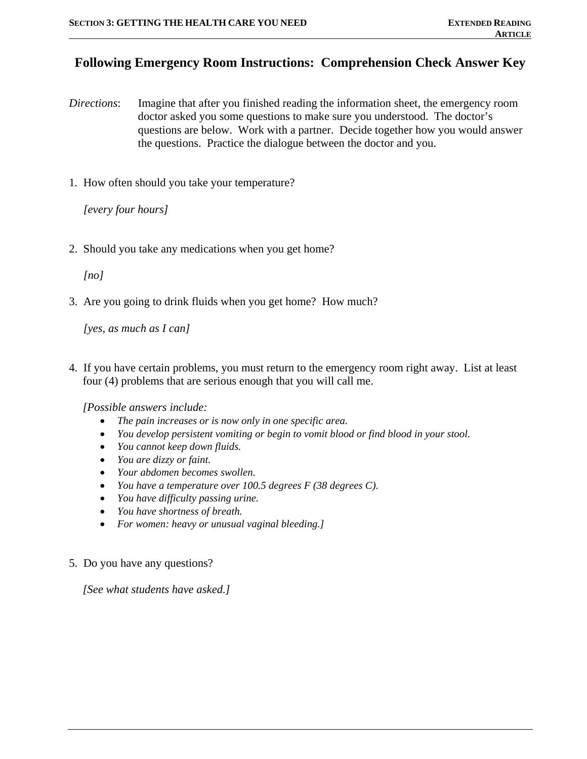# Following Emergency Room Instructions: Comprehension Check Answer Key

*Directions*: Imagine that after you finished reading the information sheet, the emergency room doctor asked you some questions to make sure you understood. The doctor's questions are below. Work with a partner. Decide together how you would answer the questions. Practice the dialogue between the doctor and you.

1. How often should you take your temperature?

   *[every four hours]*

2. Should you take any medications when you get home?

   *[no]*

3. Are you going to drink fluids when you get home? How much?

   *[yes, as much as I can]*

4. If you have certain problems, you must return to the emergency room right away. List at least four (4) problems that are serious enough that you will call me.

   *[Possible answers include:*
   - *The pain increases or is now only in one specific area.*
   - *You develop persistent vomiting or begin to vomit blood or find blood in your stool.*
   - *You cannot keep down fluids.*
   - *You are dizzy or faint.*
   - *Your abdomen becomes swollen.*
   - *You have a temperature over 100.5 degrees F (38 degrees C).*
   - *You have difficulty passing urine.*
   - *You have shortness of breath.*
   - *For women: heavy or unusual vaginal bleeding.]*

5. Do you have any questions?

   *[See what students have asked.]*